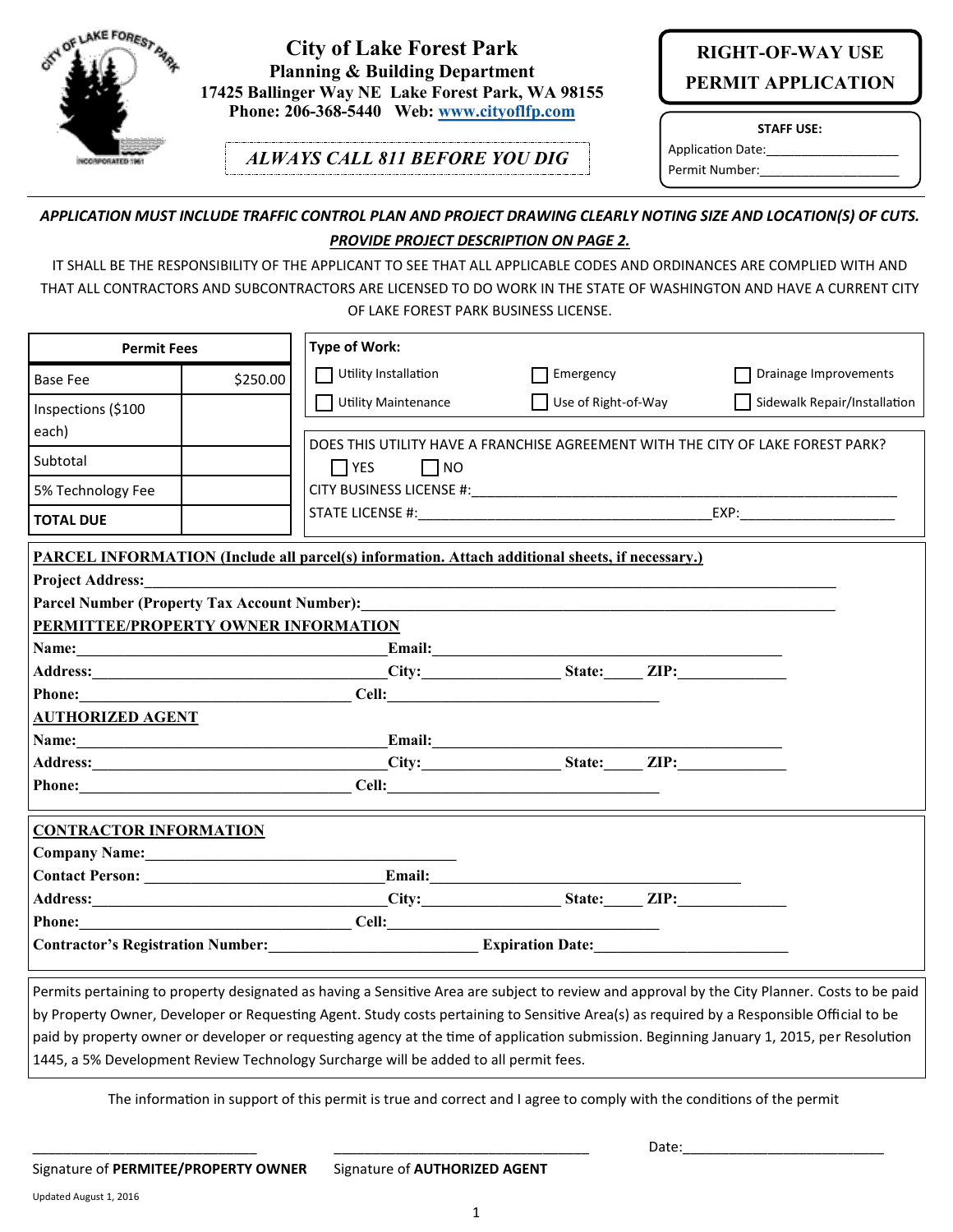# City of Lake Forest Park

**Planning & Building Department**
**17425 Ballinger Way NE Lake Forest Park, WA 98155**
**Phone: 206-368-5440 Web: www.cityoflfp.com**

***ALWAYS CALL 811 BEFORE YOU DIG***

## RIGHT-OF-WAY USE PERMIT APPLICATION

**STAFF USE:**
Application Date:___________________
Permit Number:____________________

***APPLICATION MUST INCLUDE TRAFFIC CONTROL PLAN AND PROJECT DRAWING CLEARLY NOTING SIZE AND LOCATION(S) OF CUTS. PROVIDE PROJECT DESCRIPTION ON PAGE 2.***

IT SHALL BE THE RESPONSIBILITY OF THE APPLICANT TO SEE THAT ALL APPLICABLE CODES AND ORDINANCES ARE COMPLIED WITH AND THAT ALL CONTRACTORS AND SUBCONTRACTORS ARE LICENSED TO DO WORK IN THE STATE OF WASHINGTON AND HAVE A CURRENT CITY OF LAKE FOREST PARK BUSINESS LICENSE.

| Permit Fees | |
|---|---|
| Base Fee | $250.00 |
| Inspections ($100 each) | |
| Subtotal | |
| 5% Technology Fee | |
| **TOTAL DUE** | |

**Type of Work:**

- ☐ Utility Installation
- ☐ Emergency
- ☐ Drainage Improvements
- ☐ Utility Maintenance
- ☐ Use of Right-of-Way
- ☐ Sidewalk Repair/Installation

DOES THIS UTILITY HAVE A FRANCHISE AGREEMENT WITH THE CITY OF LAKE FOREST PARK?
☐ YES ☐ NO

CITY BUSINESS LICENSE #:_______________________________________________

STATE LICENSE #:_______________________________ EXP:_________________

**PARCEL INFORMATION (Include all parcel(s) information. Attach additional sheets, if necessary.)**

**Project Address:**_______________________________________________

**Parcel Number (Property Tax Account Number):**_______________________________

**PERMITTEE/PROPERTY OWNER INFORMATION**

**Name:**______________________________ **Email:**______________________________

**Address:**____________________________ **City:**______________ **State:**_____ **ZIP:**___________

**Phone:**_____________________________ **Cell:**______________________________

**AUTHORIZED AGENT**

**Name:**______________________________ **Email:**______________________________

**Address:**____________________________ **City:**______________ **State:**_____ **ZIP:**___________

**Phone:**_____________________________ **Cell:**______________________________

**CONTRACTOR INFORMATION**

**Company Name:**______________________________

**Contact Person:** ______________________________ **Email:**______________________________

**Address:**____________________________ **City:**______________ **State:**_____ **ZIP:**___________

**Phone:**_____________________________ **Cell:**______________________________

**Contractor's Registration Number:**______________________ **Expiration Date:**______________________

Permits pertaining to property designated as having a Sensitive Area are subject to review and approval by the City Planner. Costs to be paid by Property Owner, Developer or Requesting Agent. Study costs pertaining to Sensitive Area(s) as required by a Responsible Official to be paid by property owner or developer or requesting agency at the time of application submission. Beginning January 1, 2015, per Resolution 1445, a 5% Development Review Technology Surcharge will be added to all permit fees.

The information in support of this permit is true and correct and I agree to comply with the conditions of the permit

_____________________________ _____________________________ Date:________________________

Signature of **PERMITEE/PROPERTY OWNER** Signature of **AUTHORIZED AGENT**

Updated August 1, 2016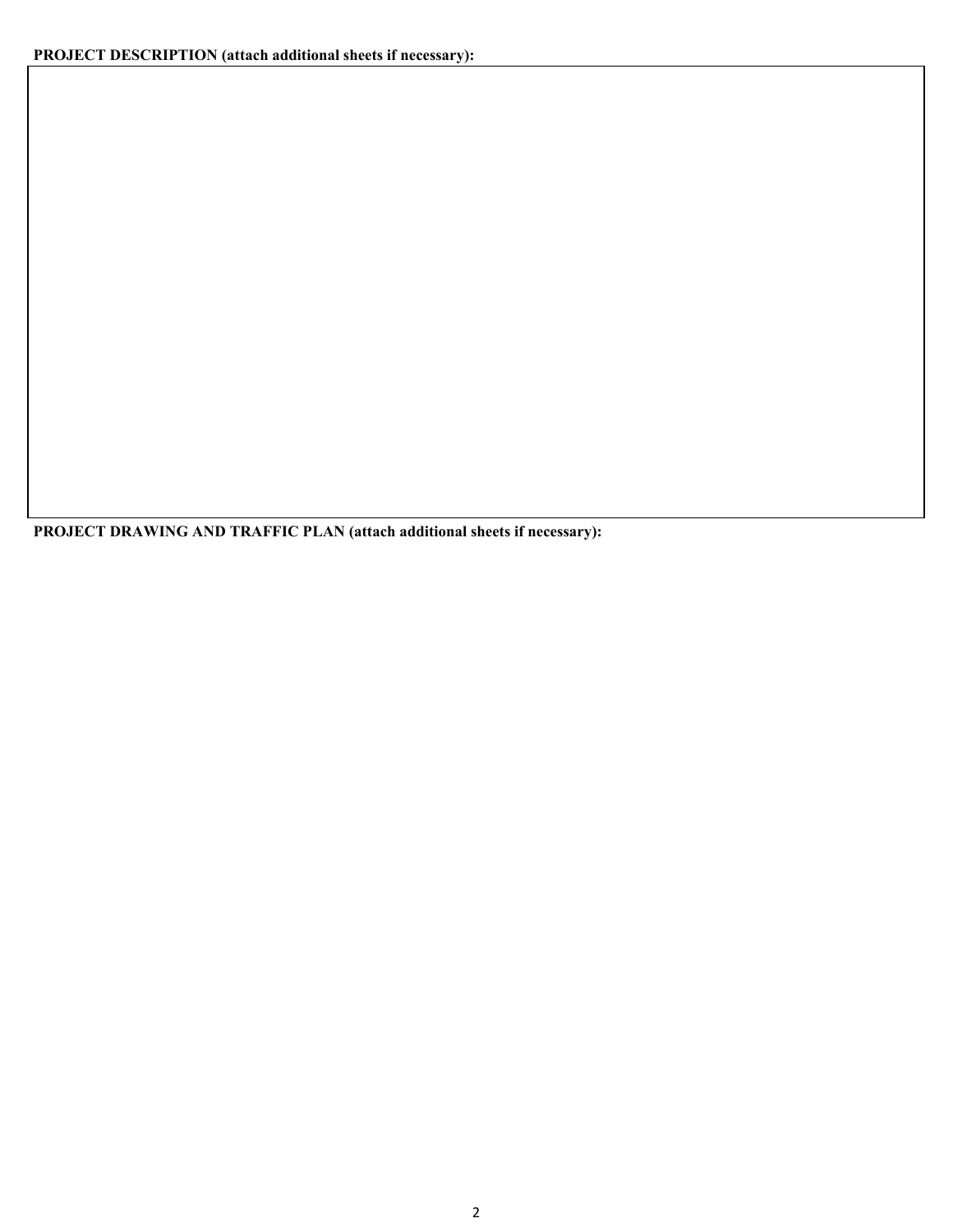**PROJECT DESCRIPTION (attach additional sheets if necessary):**

**PROJECT DRAWING AND TRAFFIC PLAN (attach additional sheets if necessary):**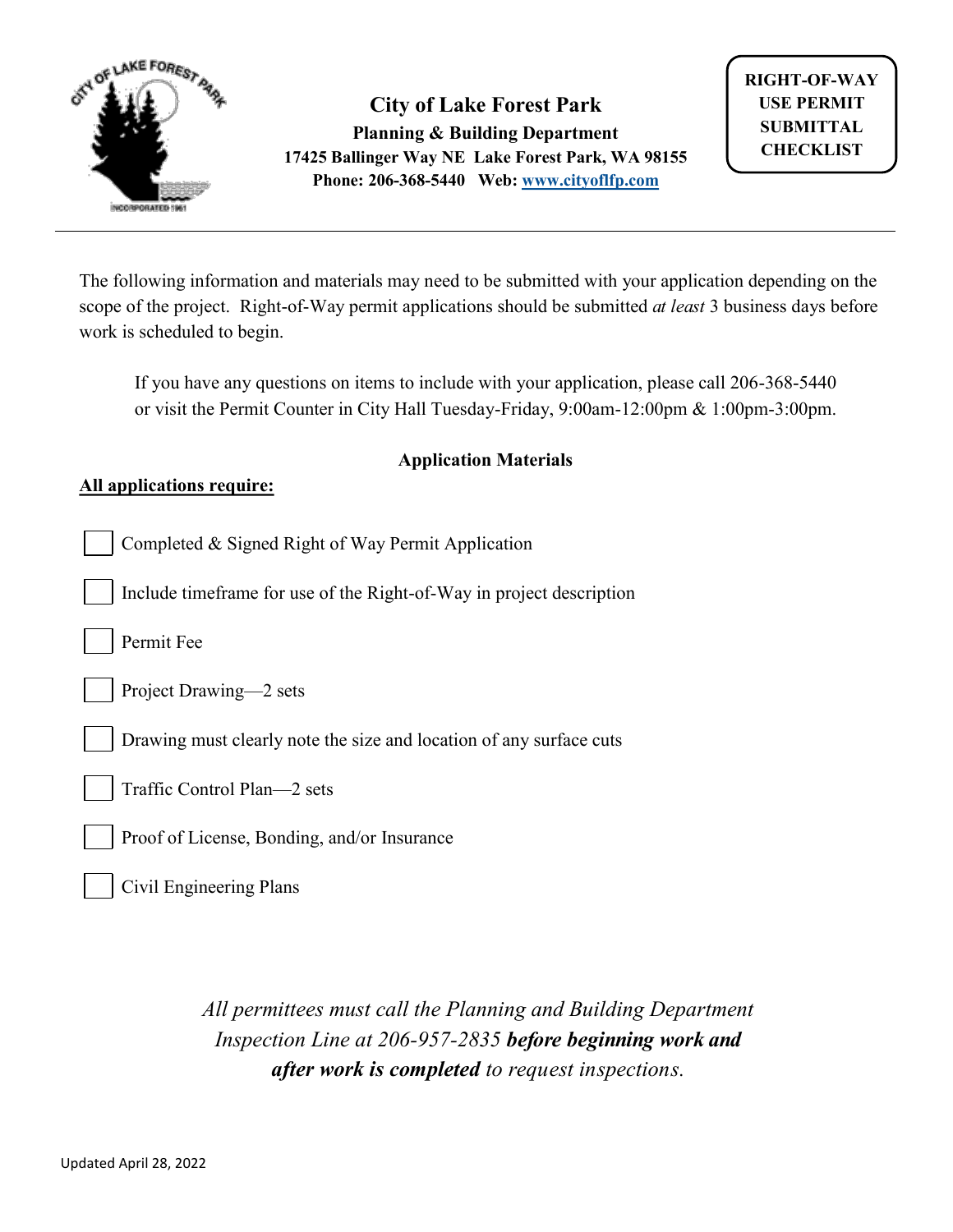# City of Lake Forest Park

**Planning & Building Department**
**17425 Ballinger Way NE Lake Forest Park, WA 98155**
**Phone: 206-368-5440 Web: [www.cityoflfp.com](http://www.cityoflfp.com)**

**RIGHT-OF-WAY USE PERMIT SUBMITTAL CHECKLIST**

---

The following information and materials may need to be submitted with your application depending on the scope of the project. Right-of-Way permit applications should be submitted *at least* 3 business days before work is scheduled to begin.

If you have any questions on items to include with your application, please call 206-368-5440 or visit the Permit Counter in City Hall Tuesday-Friday, 9:00am-12:00pm & 1:00pm-3:00pm.

## Application Materials

**All applications require:**

- [ ] Completed & Signed Right of Way Permit Application
- [ ] Include timeframe for use of the Right-of-Way in project description
- [ ] Permit Fee
- [ ] Project Drawing—2 sets
- [ ] Drawing must clearly note the size and location of any surface cuts
- [ ] Traffic Control Plan—2 sets
- [ ] Proof of License, Bonding, and/or Insurance
- [ ] Civil Engineering Plans

*All permittees must call the Planning and Building Department Inspection Line at 206-957-2835* ***before beginning work and after work is completed*** *to request inspections.*

Updated April 28, 2022